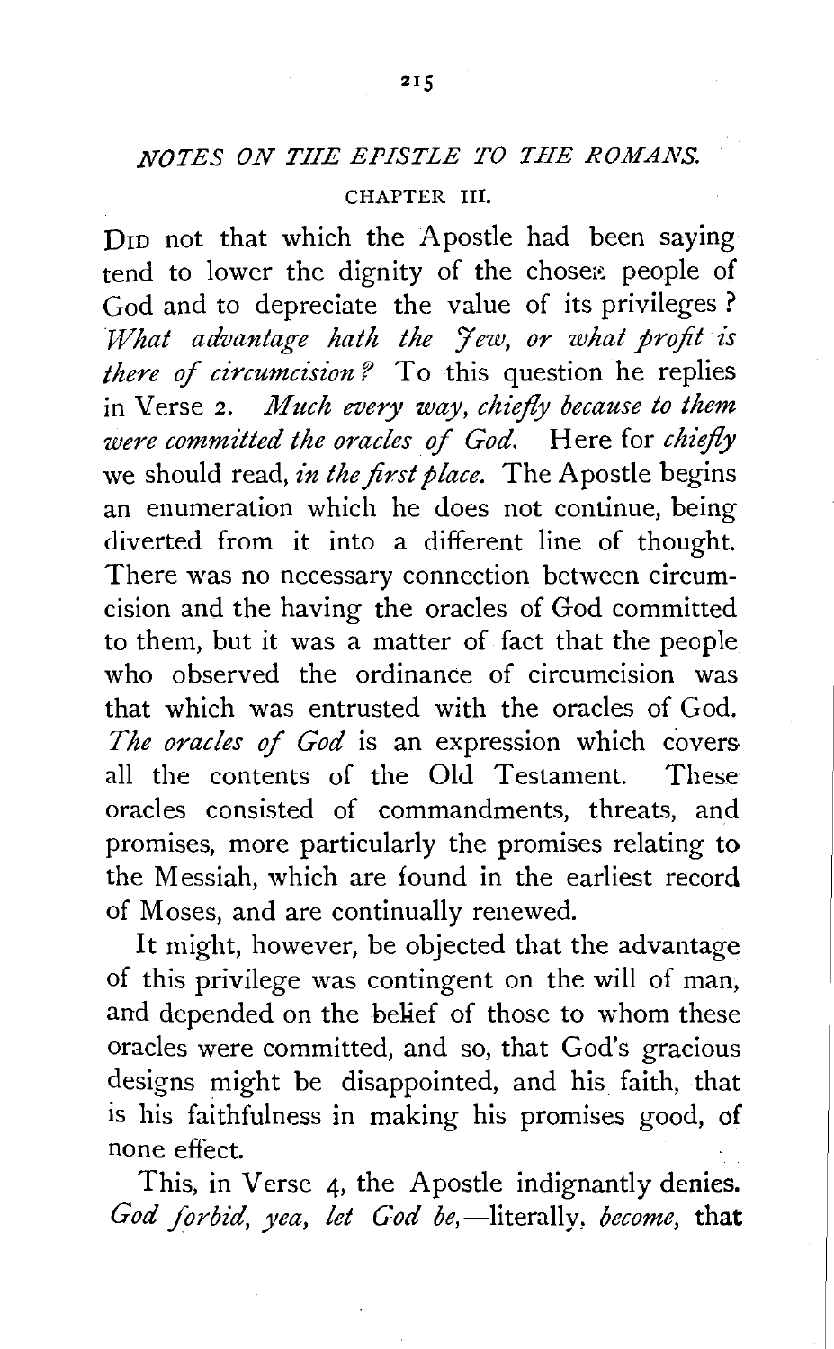## *NOTES ON THE EPISTLE TO THE ROMANS.*

### CHAPTER III.

DID not that which the Apostle had been saying tend to lower the dignity of the chosen people of God and to depreciate the value of its privileges? *What advantage hath the Jew, or what profit is there of circumcision?* To this question he replies in Verse 2. *Much every way, chiefly because to them were committed the oracles of God.* Here for *chiefly* we should read, *in the first place.* The Apostle begins an enumeration which he does not continue, being diverted from it into a different line of thought. There was no necessary connection between circumcision and the having the oracles of God committed to them, but it was a matter of fact that the people who observed the ordinance of circumcision was that which was entrusted with the oracles of God. *The oracles of God* is an expression which covers all the contents of the Old Testament. These oracles consisted of commandments, threats, and promises, more particularly the promises relating to the Messiah, which are found in the earliest record of Moses, and are continually renewed.

It might, however, be objected that the advantage of this privilege was contingent on the will of man, and depended on the belief of those to whom these oracles were committed, and so, that God's gracious designs might be disappointed, and his faith, that is his faithfulness in making his promises good, of none effect.

This, in Verse 4, the Apostle indignantly denies. *God forbid, yea, let God be,*—literally, *become,* that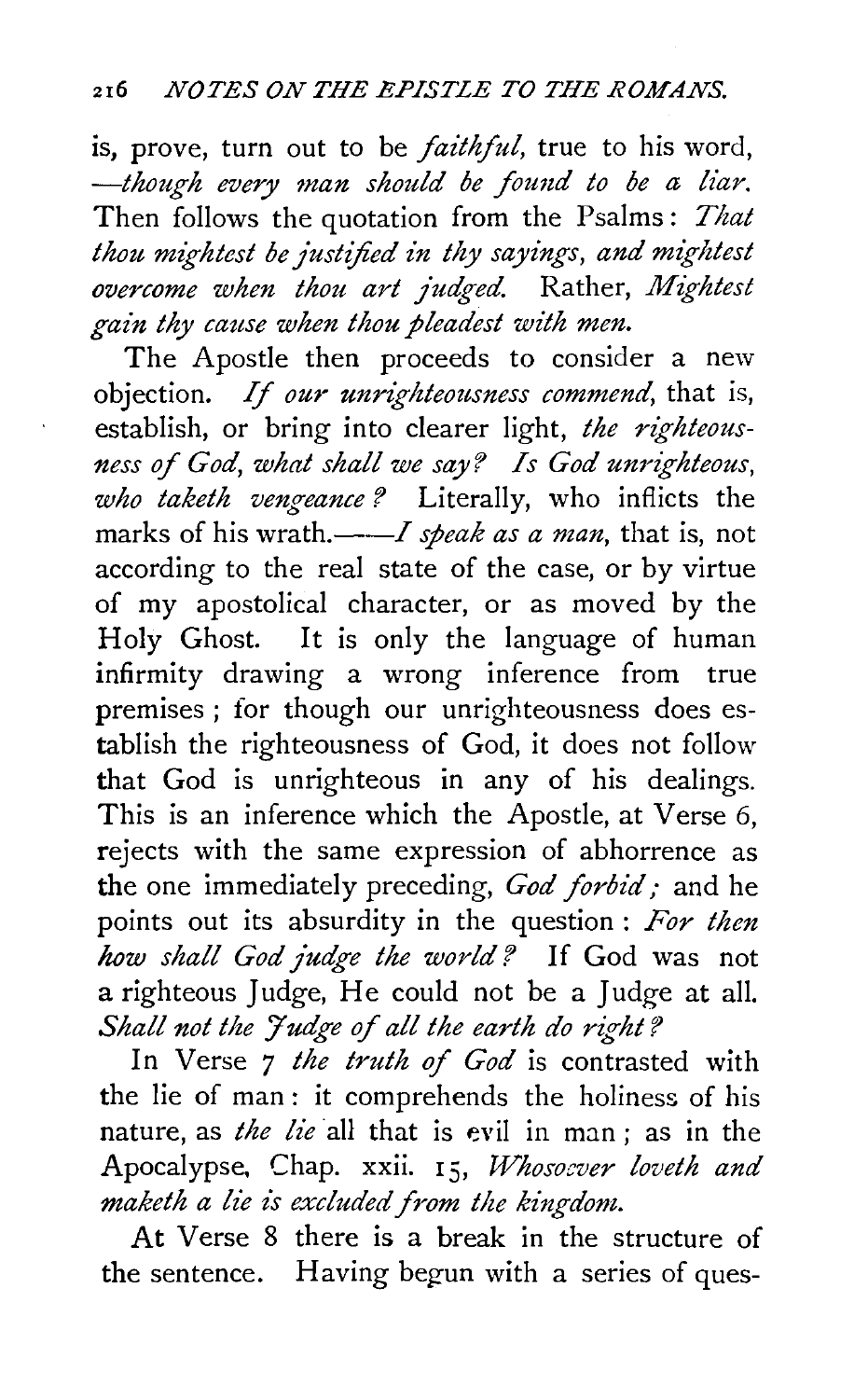is, prove, turn out to be *faithful*, true to his word, —*though every man should be found to be a liar.* Then follows the quotation from the Psalms: *That thou mightest be justified in thy sayings, and mightest overcome when thou art judged.* Rather, *Mightest gain thy cause when thou pleadest with men.*

The Apostle then proceeds to consider a new objection. *If our unrighteousness commend*, that is, establish, or bring into clearer light, *the righteousness of God, what shall we say? Is God unrighteous, who taketh vengeance?* Literally, who inflicts the marks of his wrath.——*I speak as a man*, that is, not according to the real state of the case, or by virtue of my apostolical character, or as moved by the Holy Ghost. It is only the language of human infirmity drawing a wrong inference from true premises; for though our unrighteousness does establish the righteousness of God, it does not follow that God is unrighteous in any of his dealings. This is an inference which the Apostle, at Verse 6, rejects with the same expression of abhorrence as the one immediately preceding, *God forbid;* and he points out its absurdity in the question: *For then how shall God judge the world?* If God was not a righteous Judge, He could not be a Judge at all. *Shall not the Judge of all the earth do right?*

In Verse 7 *the truth of God* is contrasted with the lie of man: it comprehends the holiness of his nature, as *the lie* all that is evil in man; as in the Apocalypse, Chap. xxii. 15, *Whosoever loveth and maketh a lie is excluded from the kingdom.*

At Verse 8 there is a break in the structure of the sentence. Having begun with a series of ques-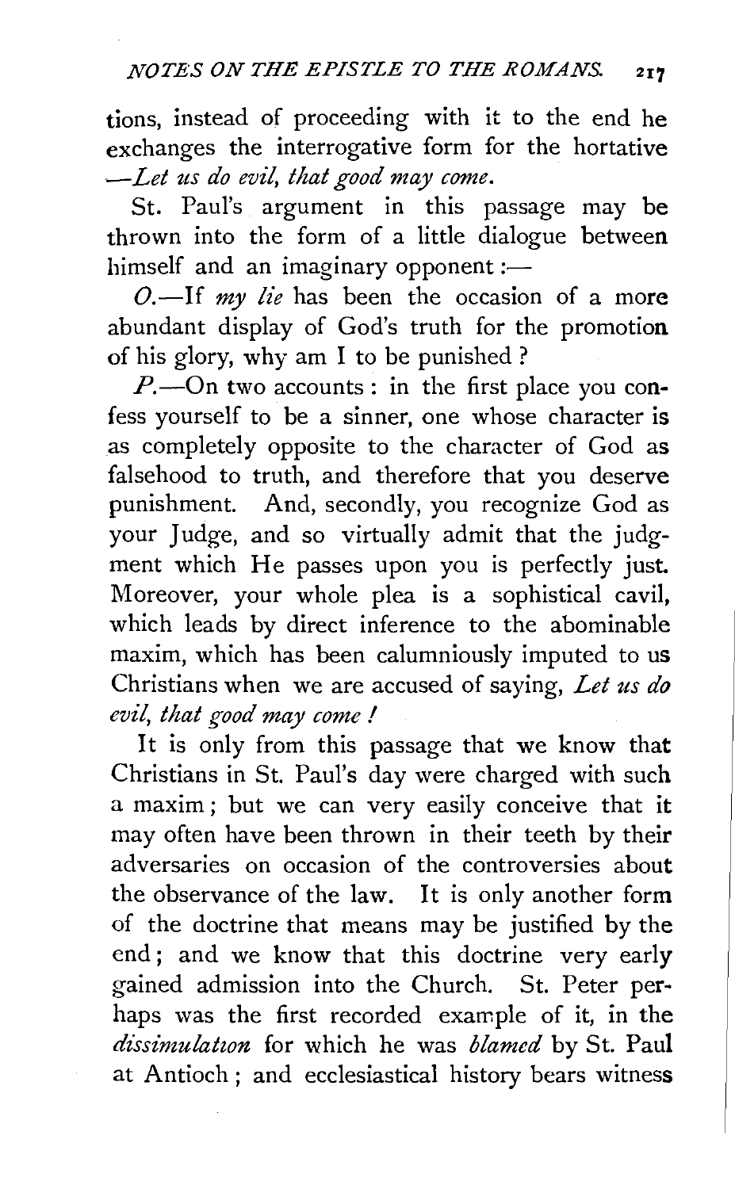tions, instead of proceeding with it to the end he exchanges the interrogative form for the hortative —*Let us do evil, that good may come.*

St. Paul's argument in this passage may be thrown into the form of a little dialogue between himself and an imaginary opponent :—

*O.*—If *my lie* has been the occasion of a more abundant display of God's truth for the promotion of his glory, why am I to be punished ?

*P.*—On two accounts : in the first place you confess yourself to be a sinner, one whose character is as completely opposite to the character of God as falsehood to truth, and therefore that you deserve punishment. And, secondly, you recognize God as your Judge, and so virtually admit that the judgment which He passes upon you is perfectly just. Moreover, your whole plea is a sophistical cavil, which leads by direct inference to the abominable maxim, which has been calumniously imputed to us Christians when we are accused of saying, *Let us do evil, that good may come !*

It is only from this passage that we know that Christians in St. Paul's day were charged with such a maxim ; but we can very easily conceive that it may often have been thrown in their teeth by their adversaries on occasion of the controversies about the observance of the law. It is only another form of the doctrine that means may be justified by the end ; and we know that this doctrine very early gained admission into the Church. St. Peter perhaps was the first recorded example of it, in the *dissimulation* for which he was *blamed* by St. Paul at Antioch ; and ecclesiastical history bears witness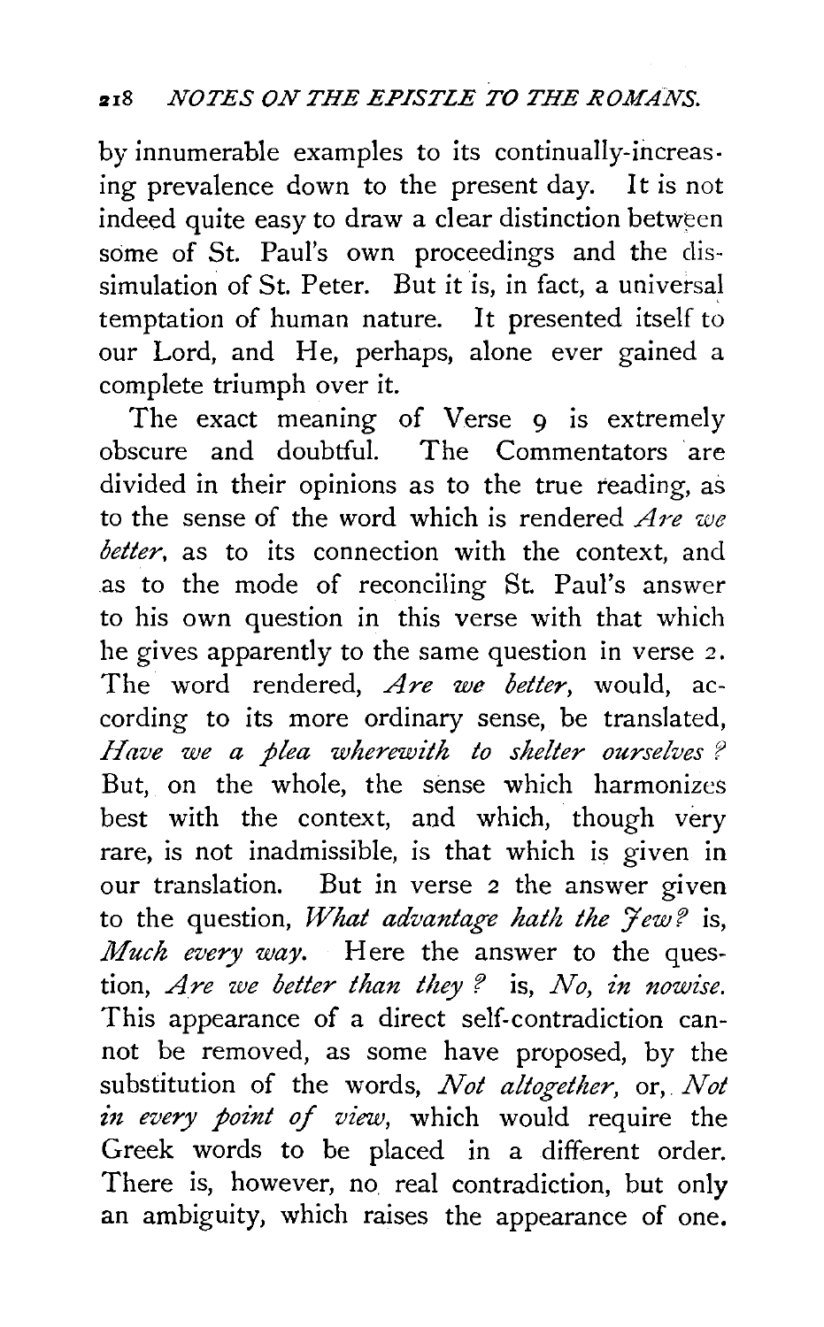by innumerable examples to its continually-increasing prevalence down to the present day. It is not indeed quite easy to draw a clear distinction between some of St. Paul's own proceedings and the dissimulation of St. Peter. But it is, in fact, a universal temptation of human nature. It presented itself to our Lord, and He, perhaps, alone ever gained a complete triumph over it.

The exact meaning of Verse 9 is extremely obscure and doubtful. The Commentators are divided in their opinions as to the true reading, as to the sense of the word which is rendered *Are we better*, as to its connection with the context, and as to the mode of reconciling St. Paul's answer to his own question in this verse with that which he gives apparently to the same question in verse 2. The word rendered, *Are we better*, would, according to its more ordinary sense, be translated, *Have we a plea wherewith to shelter ourselves?* But, on the whole, the sense which harmonizes best with the context, and which, though very rare, is not inadmissible, is that which is given in our translation. But in verse 2 the answer given to the question, *What advantage hath the Jew?* is, *Much every way.* Here the answer to the question, *Are we better than they?* is, *No, in nowise.* This appearance of a direct self-contradiction cannot be removed, as some have proposed, by the substitution of the words, *Not altogether*, or, *Not in every point of view*, which would require the Greek words to be placed in a different order. There is, however, no real contradiction, but only an ambiguity, which raises the appearance of one.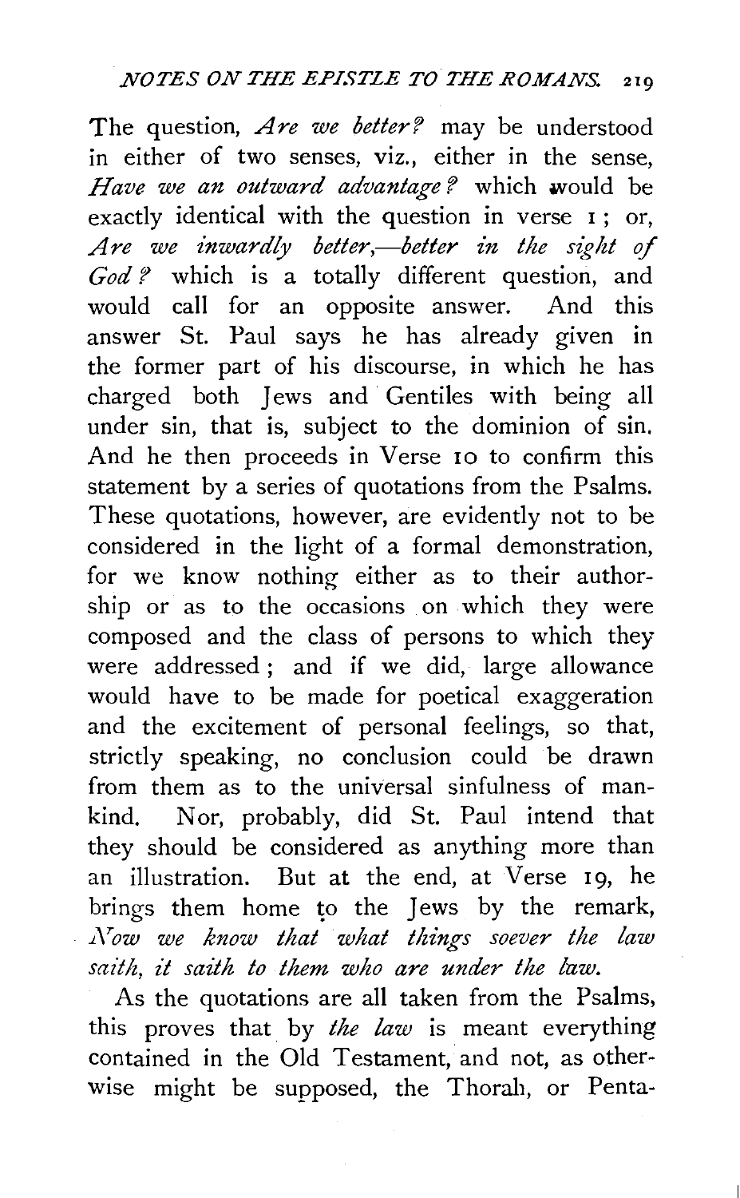The question, *Are we better?* may be understood in either of two senses, viz., either in the sense, *Have we an outward advantage?* which would be exactly identical with the question in verse 1; or, *Are we inwardly better,—better in the sight of God?* which is a totally different question, and would call for an opposite answer. And this answer St. Paul says he has already given in the former part of his discourse, in which he has charged both Jews and Gentiles with being all under sin, that is, subject to the dominion of sin. And he then proceeds in Verse 10 to confirm this statement by a series of quotations from the Psalms. These quotations, however, are evidently not to be considered in the light of a formal demonstration, for we know nothing either as to their authorship or as to the occasions on which they were composed and the class of persons to which they were addressed; and if we did, large allowance would have to be made for poetical exaggeration and the excitement of personal feelings, so that, strictly speaking, no conclusion could be drawn from them as to the universal sinfulness of mankind. Nor, probably, did St. Paul intend that they should be considered as anything more than an illustration. But at the end, at Verse 19, he brings them home to the Jews by the remark, *Now we know that what things soever the law saith, it saith to them who are under the law.*

As the quotations are all taken from the Psalms, this proves that by *the law* is meant everything contained in the Old Testament, and not, as otherwise might be supposed, the Thorah, or Penta-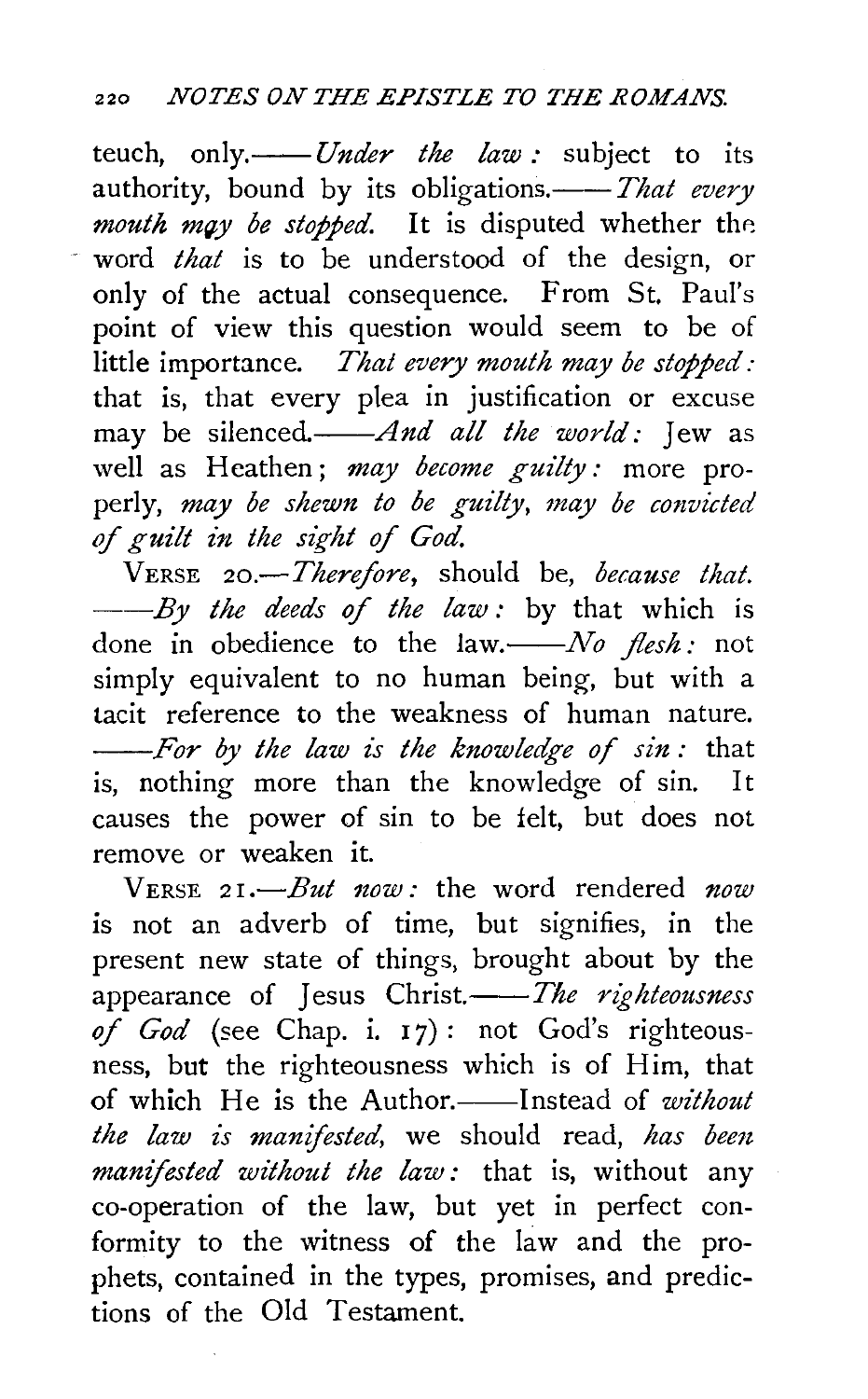teuch, only.——*Under the law:* subject to its authority, bound by its obligations.——*That every mouth may be stopped.* It is disputed whether the word *that* is to be understood of the design, or only of the actual consequence. From St. Paul's point of view this question would seem to be of little importance. *That every mouth may be stopped:* that is, that every plea in justification or excuse may be silenced.——*And all the world:* Jew as well as Heathen; *may become guilty:* more properly, *may be shewn to be guilty, may be convicted of guilt in the sight of God.*

VERSE 20.—*Therefore,* should be, *because that.* ——*By the deeds of the law:* by that which is done in obedience to the law.——*No flesh:* not simply equivalent to no human being, but with a tacit reference to the weakness of human nature. ——*For by the law is the knowledge of sin:* that is, nothing more than the knowledge of sin. It causes the power of sin to be felt, but does not remove or weaken it.

VERSE 21.—*But now:* the word rendered *now* is not an adverb of time, but signifies, in the present new state of things, brought about by the appearance of Jesus Christ.——*The righteousness of God* (see Chap. i. 17): not God's righteousness, but the righteousness which is of Him, that of which He is the Author.——Instead of *without the law is manifested,* we should read, *has been manifested without the law:* that is, without any co-operation of the law, but yet in perfect conformity to the witness of the law and the prophets, contained in the types, promises, and predictions of the Old Testament.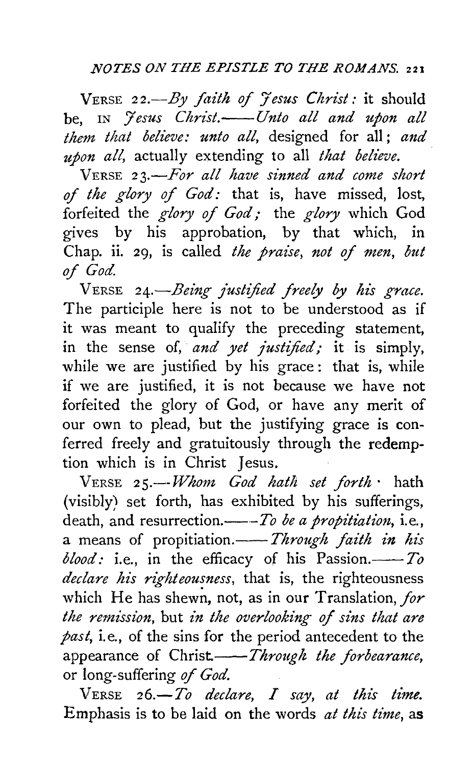VERSE 22.—*By faith of Jesus Christ:* it should be, IN *Jesus Christ.*——*Unto all and upon all them that believe: unto all,* designed for all; *and upon all,* actually extending to all *that believe.*

VERSE 23.—*For all have sinned and come short of the glory of God:* that is, have missed, lost, forfeited the *glory of God;* the *glory* which God gives by his approbation, by that which, in Chap. ii. 29, is called *the praise, not of men, but of God.*

VERSE 24.—*Being justified freely by his grace.* The participle here is not to be understood as if it was meant to qualify the preceding statement, in the sense of, *and yet justified;* it is simply, while we are justified by his grace: that is, while if we are justified, it is not because we have not forfeited the glory of God, or have any merit of our own to plead, but the justifying grace is conferred freely and gratuitously through the redemption which is in Christ Jesus.

VERSE 25.—*Whom God hath set forth*· hath (visibly) set forth, has exhibited by his sufferings, death, and resurrection.——*To be a propitiation,* i.e., a means of propitiation.——*Through faith in his blood:* i.e., in the efficacy of his Passion.——*To declare his righteousness,* that is, the righteousness which He has shewn, not, as in our Translation, *for the remission,* but *in the overlooking of sins that are past,* i.e., of the sins for the period antecedent to the appearance of Christ.——*Through the forbearance,* or long-suffering *of God.*

VERSE 26.—*To declare, I say, at this time.* Emphasis is to be laid on the words *at this time,* as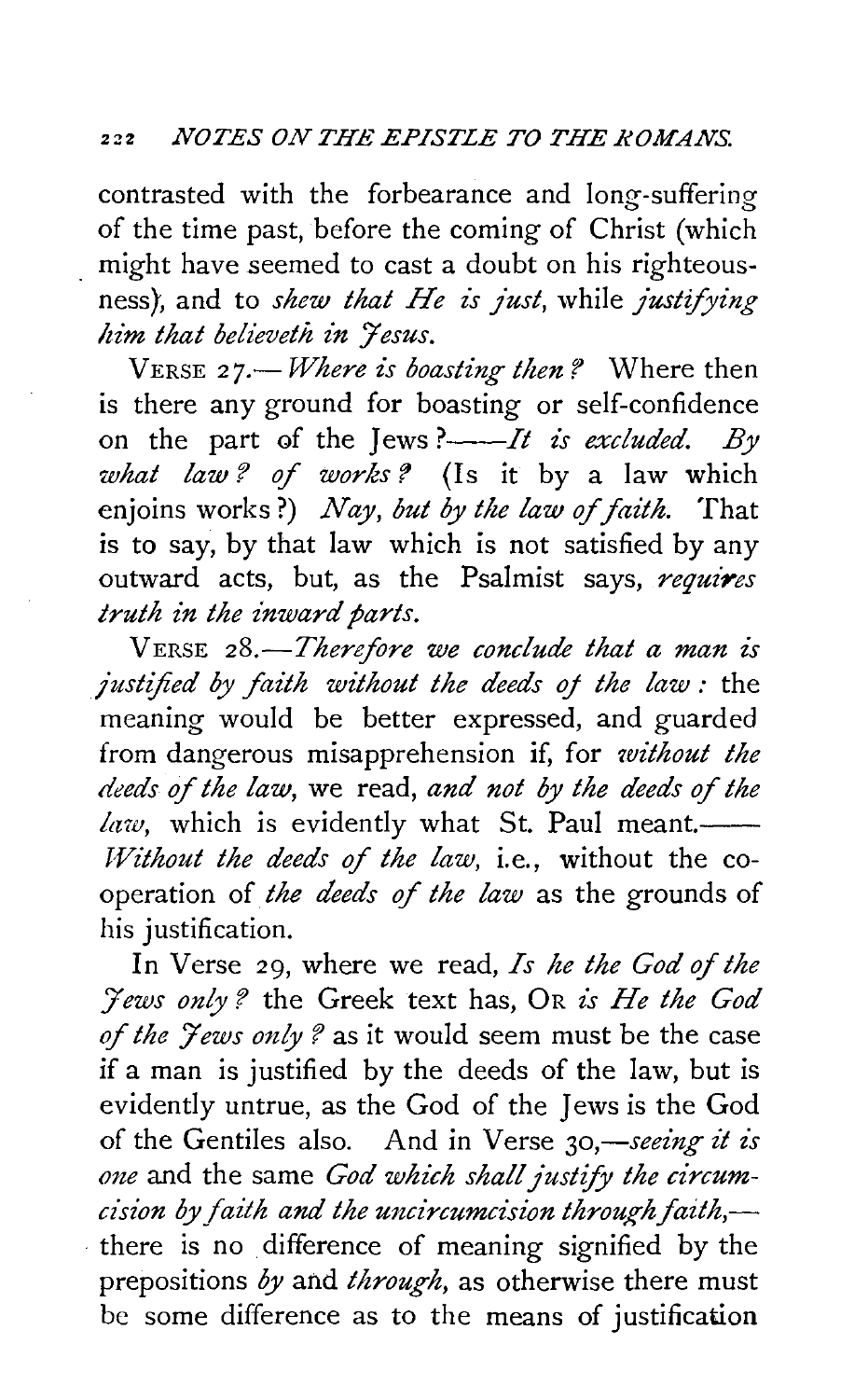contrasted with the forbearance and long-suffering of the time past, before the coming of Christ (which might have seemed to cast a doubt on his righteousness), and to *shew that He is just*, while *justifying him that believeth in Jesus.*

VERSE 27.—*Where is boasting then?* Where then is there any ground for boasting or self-confidence on the part of the Jews?——*It is excluded. By what law? of works?* (Is it by a law which enjoins works?) *Nay, but by the law of faith.* That is to say, by that law which is not satisfied by any outward acts, but, as the Psalmist says, *requires truth in the inward parts.*

VERSE 28.—*Therefore we conclude that a man is justified by faith without the deeds of the law:* the meaning would be better expressed, and guarded from dangerous misapprehension if, for *without the deeds of the law*, we read, *and not by the deeds of the law*, which is evidently what St. Paul meant.——*Without the deeds of the law*, i.e., without the co-operation of *the deeds of the law* as the grounds of his justification.

In Verse 29, where we read, *Is he the God of the Jews only?* the Greek text has, OR *is He the God of the Jews only?* as it would seem must be the case if a man is justified by the deeds of the law, but is evidently untrue, as the God of the Jews is the God of the Gentiles also. And in Verse 30,—*seeing it is one* and the same *God which shall justify the circumcision by faith and the uncircumcision through faith,*—there is no difference of meaning signified by the prepositions *by* and *through*, as otherwise there must be some difference as to the means of justification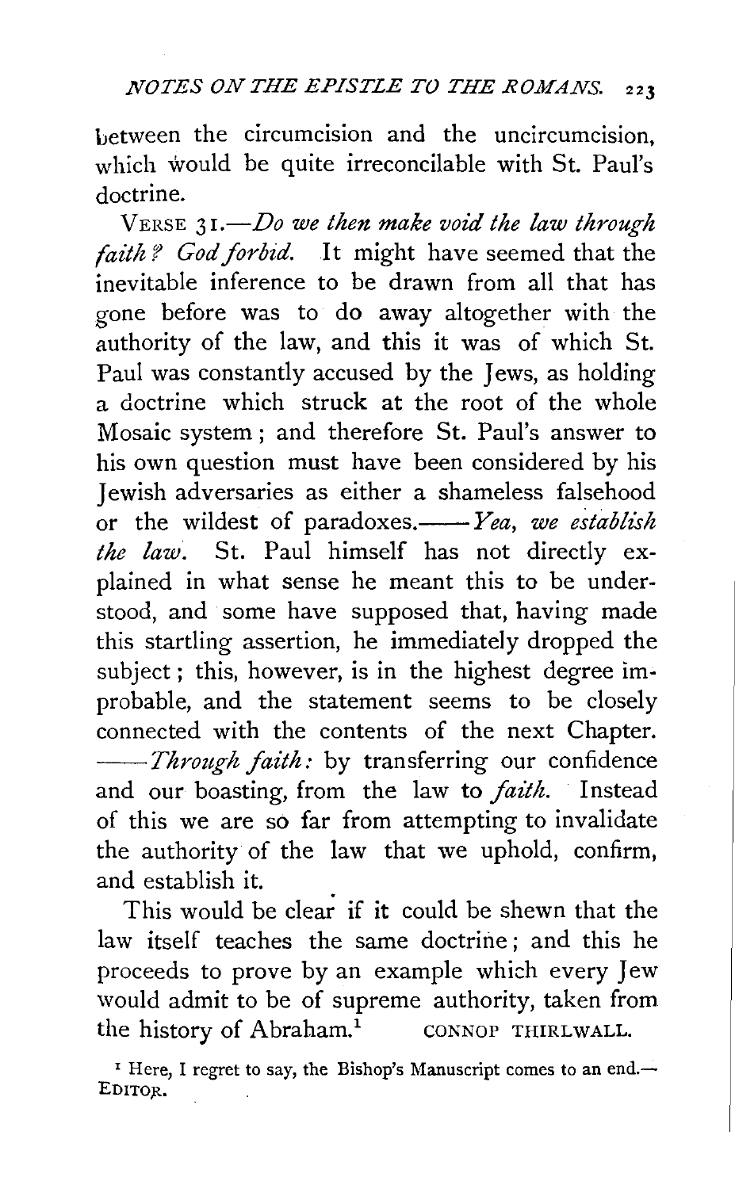between the circumcision and the uncircumcision, which would be quite irreconcilable with St. Paul's doctrine.

VERSE 31.—*Do we then make void the law through faith? God forbid.* It might have seemed that the inevitable inference to be drawn from all that has gone before was to do away altogether with the authority of the law, and this it was of which St. Paul was constantly accused by the Jews, as holding a doctrine which struck at the root of the whole Mosaic system; and therefore St. Paul's answer to his own question must have been considered by his Jewish adversaries as either a shameless falsehood or the wildest of paradoxes.——*Yea, we establish the law.* St. Paul himself has not directly explained in what sense he meant this to be understood, and some have supposed that, having made this startling assertion, he immediately dropped the subject; this, however, is in the highest degree improbable, and the statement seems to be closely connected with the contents of the next Chapter. ——*Through faith:* by transferring our confidence and our boasting, from the law to *faith.* Instead of this we are so far from attempting to invalidate the authority of the law that we uphold, confirm, and establish it.

This would be clear if it could be shewn that the law itself teaches the same doctrine; and this he proceeds to prove by an example which every Jew would admit to be of supreme authority, taken from the history of Abraham.[1] CONNOP THIRLWALL.

[1] Here, I regret to say, the Bishop's Manuscript comes to an end.—EDITOR.